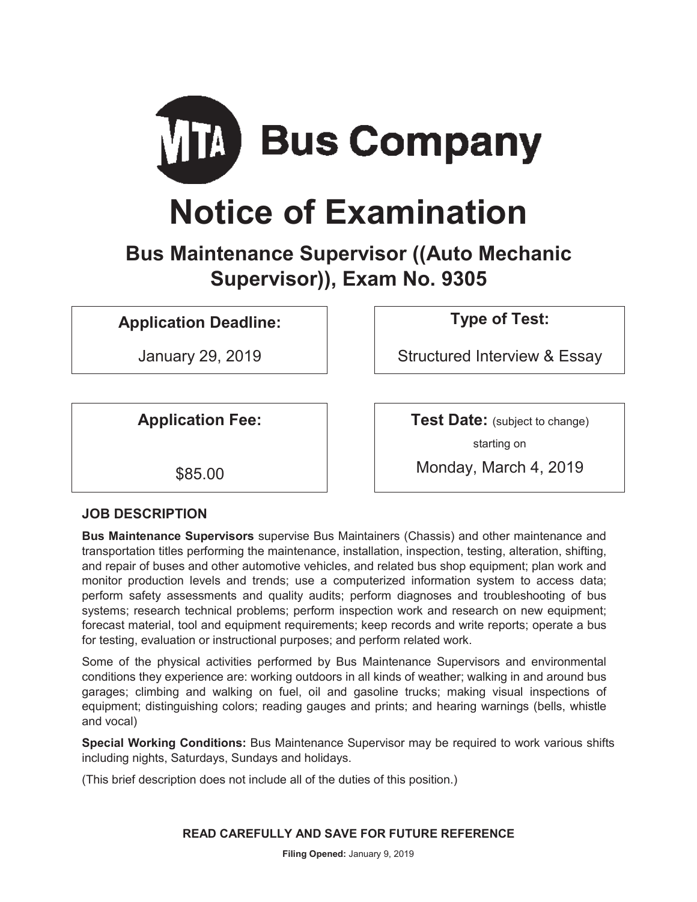# MTA Bus Company

# Notice of Examination

## Bus Maintenance Supervisor ((Auto Mechanic Supervisor)), Exam No. 9305

**Application Deadline:**

January 29, 2019

**Type of Test:**

Structured Interview & Essay

**Application Fee:**

$85.00

**Test Date:** (subject to change)

starting on

Monday, March 4, 2019

### JOB DESCRIPTION

**Bus Maintenance Supervisors** supervise Bus Maintainers (Chassis) and other maintenance and transportation titles performing the maintenance, installation, inspection, testing, alteration, shifting, and repair of buses and other automotive vehicles, and related bus shop equipment; plan work and monitor production levels and trends; use a computerized information system to access data; perform safety assessments and quality audits; perform diagnoses and troubleshooting of bus systems; research technical problems; perform inspection work and research on new equipment; forecast material, tool and equipment requirements; keep records and write reports; operate a bus for testing, evaluation or instructional purposes; and perform related work.

Some of the physical activities performed by Bus Maintenance Supervisors and environmental conditions they experience are: working outdoors in all kinds of weather; walking in and around bus garages; climbing and walking on fuel, oil and gasoline trucks; making visual inspections of equipment; distinguishing colors; reading gauges and prints; and hearing warnings (bells, whistle and vocal)

**Special Working Conditions:** Bus Maintenance Supervisor may be required to work various shifts including nights, Saturdays, Sundays and holidays.

(This brief description does not include all of the duties of this position.)

**READ CAREFULLY AND SAVE FOR FUTURE REFERENCE**

**Filing Opened:** January 9, 2019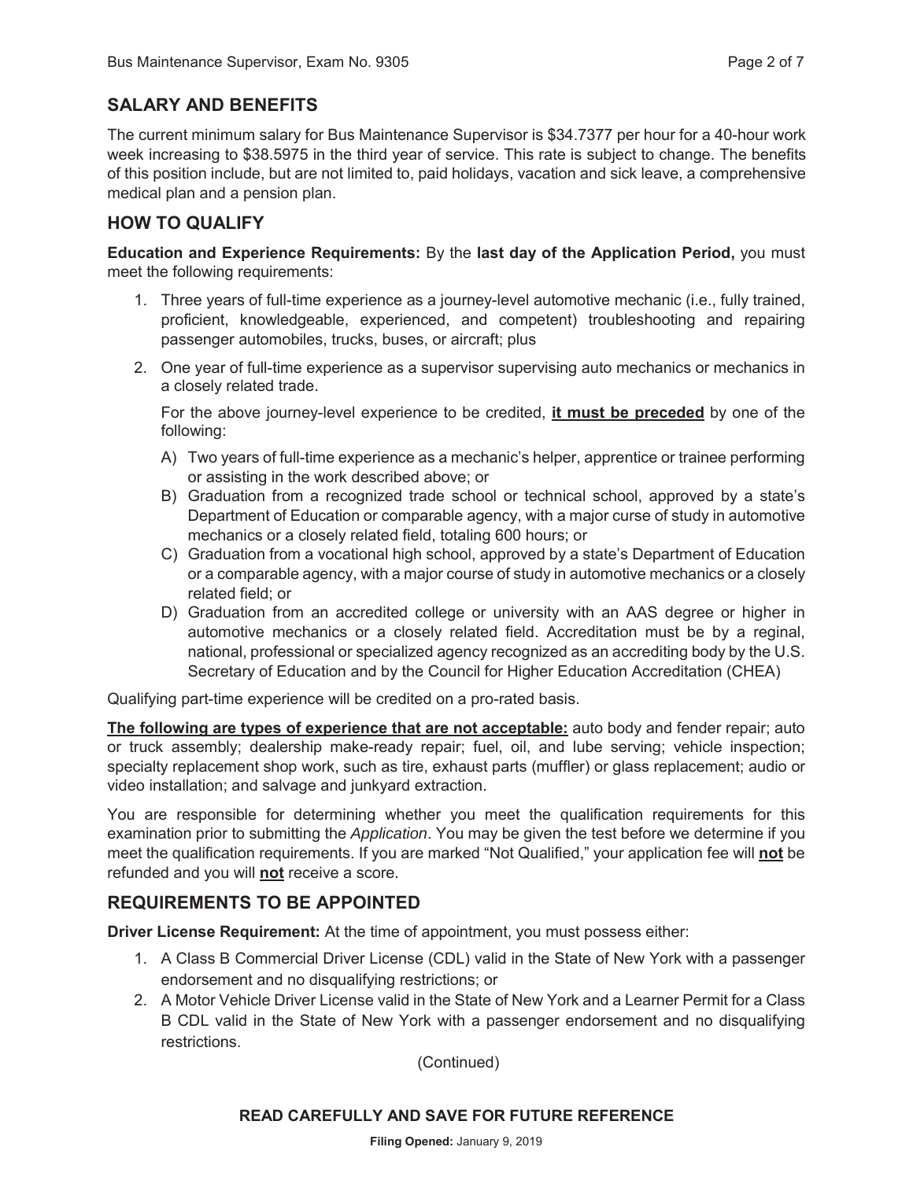## SALARY AND BENEFITS

The current minimum salary for Bus Maintenance Supervisor is $34.7377 per hour for a 40-hour work week increasing to $38.5975 in the third year of service. This rate is subject to change. The benefits of this position include, but are not limited to, paid holidays, vacation and sick leave, a comprehensive medical plan and a pension plan.

## HOW TO QUALIFY

**Education and Experience Requirements:** By the **last day of the Application Period,** you must meet the following requirements:

1. Three years of full-time experience as a journey-level automotive mechanic (i.e., fully trained, proficient, knowledgeable, experienced, and competent) troubleshooting and repairing passenger automobiles, trucks, buses, or aircraft; plus
2. One year of full-time experience as a supervisor supervising auto mechanics or mechanics in a closely related trade.

   For the above journey-level experience to be credited, **it must be preceded** by one of the following:

   A) Two years of full-time experience as a mechanic's helper, apprentice or trainee performing or assisting in the work described above; or
   B) Graduation from a recognized trade school or technical school, approved by a state's Department of Education or comparable agency, with a major curse of study in automotive mechanics or a closely related field, totaling 600 hours; or
   C) Graduation from a vocational high school, approved by a state's Department of Education or a comparable agency, with a major course of study in automotive mechanics or a closely related field; or
   D) Graduation from an accredited college or university with an AAS degree or higher in automotive mechanics or a closely related field. Accreditation must be by a reginal, national, professional or specialized agency recognized as an accrediting body by the U.S. Secretary of Education and by the Council for Higher Education Accreditation (CHEA)

Qualifying part-time experience will be credited on a pro-rated basis.

**The following are types of experience that are not acceptable:** auto body and fender repair; auto or truck assembly; dealership make-ready repair; fuel, oil, and lube serving; vehicle inspection; specialty replacement shop work, such as tire, exhaust parts (muffler) or glass replacement; audio or video installation; and salvage and junkyard extraction.

You are responsible for determining whether you meet the qualification requirements for this examination prior to submitting the *Application*. You may be given the test before we determine if you meet the qualification requirements. If you are marked "Not Qualified," your application fee will **not** be refunded and you will **not** receive a score.

## REQUIREMENTS TO BE APPOINTED

**Driver License Requirement:** At the time of appointment, you must possess either:

1. A Class B Commercial Driver License (CDL) valid in the State of New York with a passenger endorsement and no disqualifying restrictions; or
2. A Motor Vehicle Driver License valid in the State of New York and a Learner Permit for a Class B CDL valid in the State of New York with a passenger endorsement and no disqualifying restrictions.

(Continued)

**READ CAREFULLY AND SAVE FOR FUTURE REFERENCE**

**Filing Opened:** January 9, 2019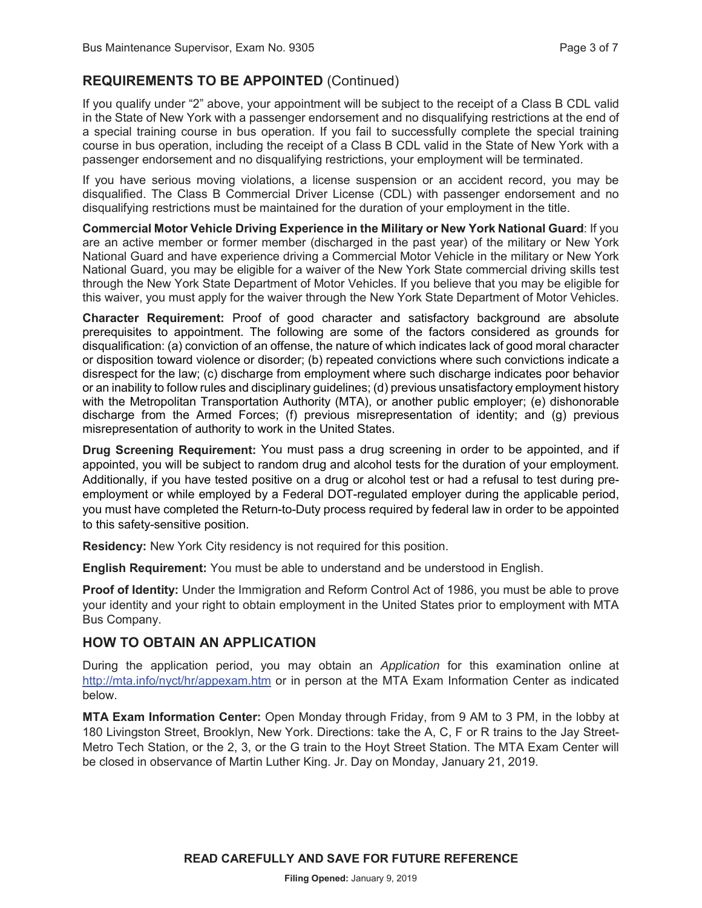## REQUIREMENTS TO BE APPOINTED (Continued)

If you qualify under "2" above, your appointment will be subject to the receipt of a Class B CDL valid in the State of New York with a passenger endorsement and no disqualifying restrictions at the end of a special training course in bus operation. If you fail to successfully complete the special training course in bus operation, including the receipt of a Class B CDL valid in the State of New York with a passenger endorsement and no disqualifying restrictions, your employment will be terminated.

If you have serious moving violations, a license suspension or an accident record, you may be disqualified. The Class B Commercial Driver License (CDL) with passenger endorsement and no disqualifying restrictions must be maintained for the duration of your employment in the title.

**Commercial Motor Vehicle Driving Experience in the Military or New York National Guard**: If you are an active member or former member (discharged in the past year) of the military or New York National Guard and have experience driving a Commercial Motor Vehicle in the military or New York National Guard, you may be eligible for a waiver of the New York State commercial driving skills test through the New York State Department of Motor Vehicles. If you believe that you may be eligible for this waiver, you must apply for the waiver through the New York State Department of Motor Vehicles.

**Character Requirement:** Proof of good character and satisfactory background are absolute prerequisites to appointment. The following are some of the factors considered as grounds for disqualification: (a) conviction of an offense, the nature of which indicates lack of good moral character or disposition toward violence or disorder; (b) repeated convictions where such convictions indicate a disrespect for the law; (c) discharge from employment where such discharge indicates poor behavior or an inability to follow rules and disciplinary guidelines; (d) previous unsatisfactory employment history with the Metropolitan Transportation Authority (MTA), or another public employer; (e) dishonorable discharge from the Armed Forces; (f) previous misrepresentation of identity; and (g) previous misrepresentation of authority to work in the United States.

**Drug Screening Requirement:** You must pass a drug screening in order to be appointed, and if appointed, you will be subject to random drug and alcohol tests for the duration of your employment. Additionally, if you have tested positive on a drug or alcohol test or had a refusal to test during pre-employment or while employed by a Federal DOT-regulated employer during the applicable period, you must have completed the Return-to-Duty process required by federal law in order to be appointed to this safety-sensitive position.

**Residency:** New York City residency is not required for this position.

**English Requirement:** You must be able to understand and be understood in English.

**Proof of Identity:** Under the Immigration and Reform Control Act of 1986, you must be able to prove your identity and your right to obtain employment in the United States prior to employment with MTA Bus Company.

## HOW TO OBTAIN AN APPLICATION

During the application period, you may obtain an *Application* for this examination online at http://mta.info/nyct/hr/appexam.htm or in person at the MTA Exam Information Center as indicated below.

**MTA Exam Information Center:** Open Monday through Friday, from 9 AM to 3 PM, in the lobby at 180 Livingston Street, Brooklyn, New York. Directions: take the A, C, F or R trains to the Jay Street-Metro Tech Station, or the 2, 3, or the G train to the Hoyt Street Station. The MTA Exam Center will be closed in observance of Martin Luther King. Jr. Day on Monday, January 21, 2019.

**READ CAREFULLY AND SAVE FOR FUTURE REFERENCE**

**Filing Opened:** January 9, 2019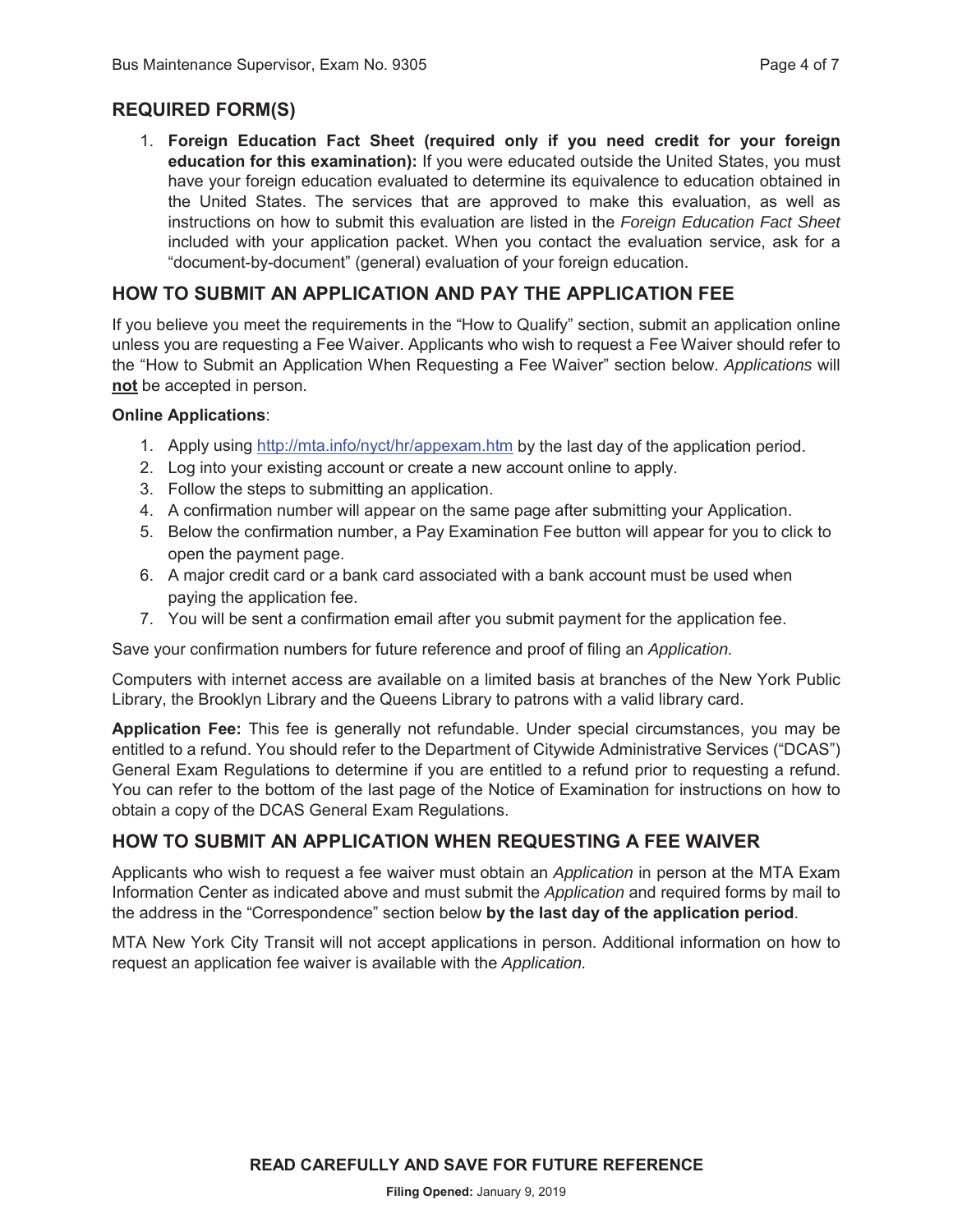## REQUIRED FORM(S)

1. **Foreign Education Fact Sheet (required only if you need credit for your foreign education for this examination):** If you were educated outside the United States, you must have your foreign education evaluated to determine its equivalence to education obtained in the United States. The services that are approved to make this evaluation, as well as instructions on how to submit this evaluation are listed in the *Foreign Education Fact Sheet* included with your application packet. When you contact the evaluation service, ask for a "document-by-document" (general) evaluation of your foreign education.

## HOW TO SUBMIT AN APPLICATION AND PAY THE APPLICATION FEE

If you believe you meet the requirements in the "How to Qualify" section, submit an application online unless you are requesting a Fee Waiver. Applicants who wish to request a Fee Waiver should refer to the "How to Submit an Application When Requesting a Fee Waiver" section below. *Applications* will **not** be accepted in person.

**Online Applications**:

1. Apply using http://mta.info/nyct/hr/appexam.htm by the last day of the application period.
2. Log into your existing account or create a new account online to apply.
3. Follow the steps to submitting an application.
4. A confirmation number will appear on the same page after submitting your Application.
5. Below the confirmation number, a Pay Examination Fee button will appear for you to click to open the payment page.
6. A major credit card or a bank card associated with a bank account must be used when paying the application fee.
7. You will be sent a confirmation email after you submit payment for the application fee.

Save your confirmation numbers for future reference and proof of filing an *Application.*

Computers with internet access are available on a limited basis at branches of the New York Public Library, the Brooklyn Library and the Queens Library to patrons with a valid library card.

**Application Fee:** This fee is generally not refundable. Under special circumstances, you may be entitled to a refund. You should refer to the Department of Citywide Administrative Services ("DCAS") General Exam Regulations to determine if you are entitled to a refund prior to requesting a refund. You can refer to the bottom of the last page of the Notice of Examination for instructions on how to obtain a copy of the DCAS General Exam Regulations.

## HOW TO SUBMIT AN APPLICATION WHEN REQUESTING A FEE WAIVER

Applicants who wish to request a fee waiver must obtain an *Application* in person at the MTA Exam Information Center as indicated above and must submit the *Application* and required forms by mail to the address in the "Correspondence" section below **by the last day of the application period**.

MTA New York City Transit will not accept applications in person. Additional information on how to request an application fee waiver is available with the *Application.*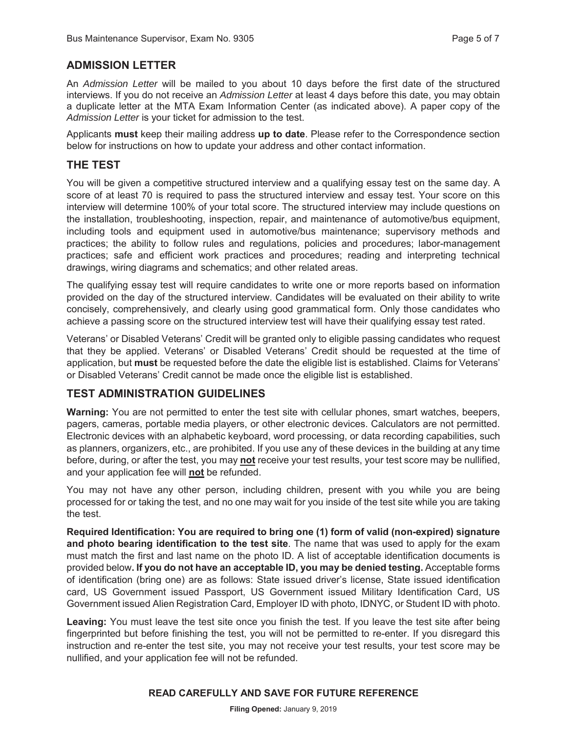## ADMISSION LETTER

An *Admission Letter* will be mailed to you about 10 days before the first date of the structured interviews. If you do not receive an *Admission Letter* at least 4 days before this date, you may obtain a duplicate letter at the MTA Exam Information Center (as indicated above). A paper copy of the *Admission Letter* is your ticket for admission to the test.

Applicants **must** keep their mailing address **up to date**. Please refer to the Correspondence section below for instructions on how to update your address and other contact information.

## THE TEST

You will be given a competitive structured interview and a qualifying essay test on the same day. A score of at least 70 is required to pass the structured interview and essay test. Your score on this interview will determine 100% of your total score. The structured interview may include questions on the installation, troubleshooting, inspection, repair, and maintenance of automotive/bus equipment, including tools and equipment used in automotive/bus maintenance; supervisory methods and practices; the ability to follow rules and regulations, policies and procedures; labor-management practices; safe and efficient work practices and procedures; reading and interpreting technical drawings, wiring diagrams and schematics; and other related areas.

The qualifying essay test will require candidates to write one or more reports based on information provided on the day of the structured interview. Candidates will be evaluated on their ability to write concisely, comprehensively, and clearly using good grammatical form. Only those candidates who achieve a passing score on the structured interview test will have their qualifying essay test rated.

Veterans' or Disabled Veterans' Credit will be granted only to eligible passing candidates who request that they be applied. Veterans' or Disabled Veterans' Credit should be requested at the time of application, but **must** be requested before the date the eligible list is established. Claims for Veterans' or Disabled Veterans' Credit cannot be made once the eligible list is established.

## TEST ADMINISTRATION GUIDELINES

**Warning:** You are not permitted to enter the test site with cellular phones, smart watches, beepers, pagers, cameras, portable media players, or other electronic devices. Calculators are not permitted. Electronic devices with an alphabetic keyboard, word processing, or data recording capabilities, such as planners, organizers, etc., are prohibited. If you use any of these devices in the building at any time before, during, or after the test, you may **not** receive your test results, your test score may be nullified, and your application fee will **not** be refunded.

You may not have any other person, including children, present with you while you are being processed for or taking the test, and no one may wait for you inside of the test site while you are taking the test.

**Required Identification: You are required to bring one (1) form of valid (non-expired) signature and photo bearing identification to the test site**. The name that was used to apply for the exam must match the first and last name on the photo ID. A list of acceptable identification documents is provided below**. If you do not have an acceptable ID, you may be denied testing.** Acceptable forms of identification (bring one) are as follows: State issued driver's license, State issued identification card, US Government issued Passport, US Government issued Military Identification Card, US Government issued Alien Registration Card, Employer ID with photo, IDNYC, or Student ID with photo.

**Leaving:** You must leave the test site once you finish the test. If you leave the test site after being fingerprinted but before finishing the test, you will not be permitted to re-enter. If you disregard this instruction and re-enter the test site, you may not receive your test results, your test score may be nullified, and your application fee will not be refunded.

**READ CAREFULLY AND SAVE FOR FUTURE REFERENCE**

**Filing Opened:** January 9, 2019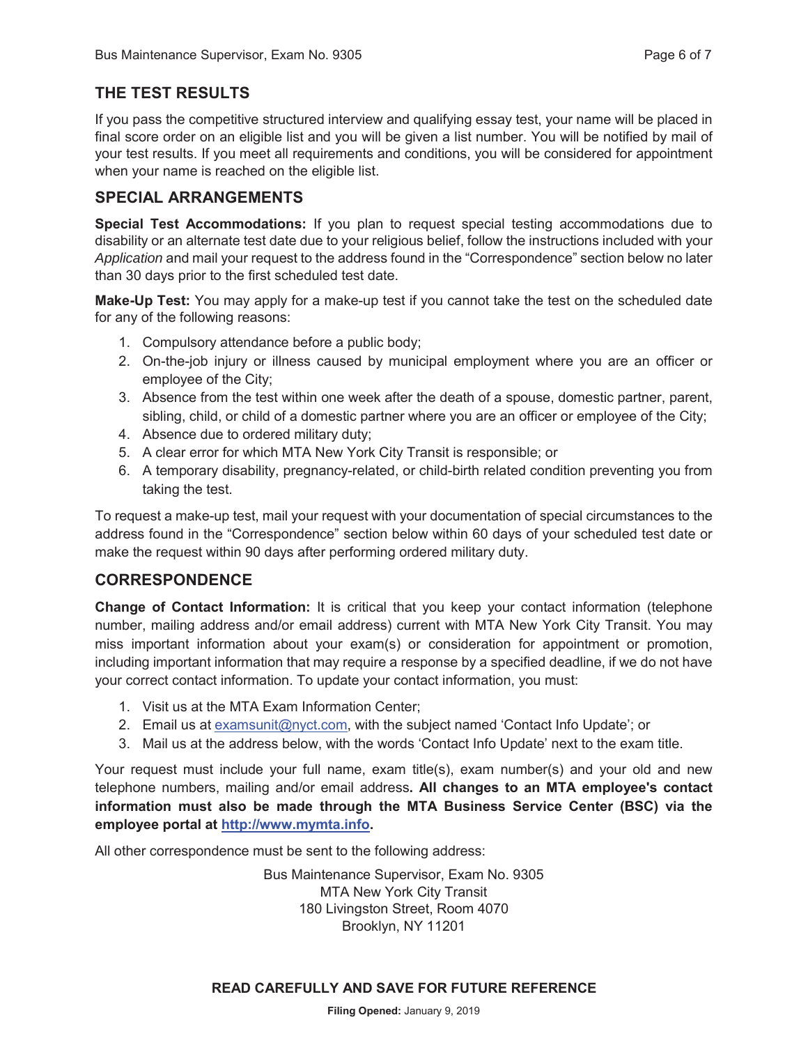## THE TEST RESULTS

If you pass the competitive structured interview and qualifying essay test, your name will be placed in final score order on an eligible list and you will be given a list number. You will be notified by mail of your test results. If you meet all requirements and conditions, you will be considered for appointment when your name is reached on the eligible list.

## SPECIAL ARRANGEMENTS

**Special Test Accommodations:** If you plan to request special testing accommodations due to disability or an alternate test date due to your religious belief, follow the instructions included with your *Application* and mail your request to the address found in the "Correspondence" section below no later than 30 days prior to the first scheduled test date.

**Make-Up Test:** You may apply for a make-up test if you cannot take the test on the scheduled date for any of the following reasons:

1. Compulsory attendance before a public body;
2. On-the-job injury or illness caused by municipal employment where you are an officer or employee of the City;
3. Absence from the test within one week after the death of a spouse, domestic partner, parent, sibling, child, or child of a domestic partner where you are an officer or employee of the City;
4. Absence due to ordered military duty;
5. A clear error for which MTA New York City Transit is responsible; or
6. A temporary disability, pregnancy-related, or child-birth related condition preventing you from taking the test.

To request a make-up test, mail your request with your documentation of special circumstances to the address found in the "Correspondence" section below within 60 days of your scheduled test date or make the request within 90 days after performing ordered military duty.

## CORRESPONDENCE

**Change of Contact Information:** It is critical that you keep your contact information (telephone number, mailing address and/or email address) current with MTA New York City Transit. You may miss important information about your exam(s) or consideration for appointment or promotion, including important information that may require a response by a specified deadline, if we do not have your correct contact information. To update your contact information, you must:

1. Visit us at the MTA Exam Information Center;
2. Email us at examsunit@nyct.com, with the subject named 'Contact Info Update'; or
3. Mail us at the address below, with the words 'Contact Info Update' next to the exam title.

Your request must include your full name, exam title(s), exam number(s) and your old and new telephone numbers, mailing and/or email address**. All changes to an MTA employee's contact information must also be made through the MTA Business Service Center (BSC) via the employee portal at http://www.mymta.info.**

All other correspondence must be sent to the following address:

Bus Maintenance Supervisor, Exam No. 9305
MTA New York City Transit
180 Livingston Street, Room 4070
Brooklyn, NY 11201

**READ CAREFULLY AND SAVE FOR FUTURE REFERENCE**

**Filing Opened:** January 9, 2019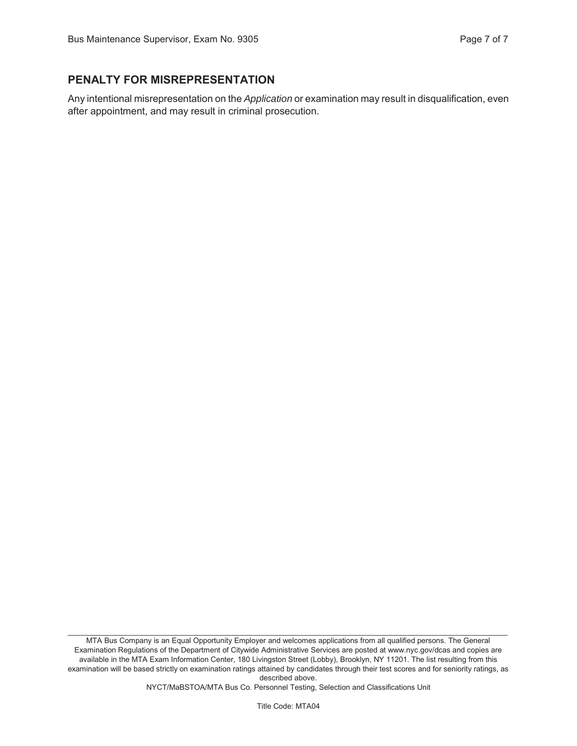## PENALTY FOR MISREPRESENTATION

Any intentional misrepresentation on the *Application* or examination may result in disqualification, even after appointment, and may result in criminal prosecution.

---

MTA Bus Company is an Equal Opportunity Employer and welcomes applications from all qualified persons. The General Examination Regulations of the Department of Citywide Administrative Services are posted at www.nyc.gov/dcas and copies are available in the MTA Exam Information Center, 180 Livingston Street (Lobby), Brooklyn, NY 11201. The list resulting from this examination will be based strictly on examination ratings attained by candidates through their test scores and for seniority ratings, as described above.

NYCT/MaBSTOA/MTA Bus Co. Personnel Testing, Selection and Classifications Unit

Title Code: MTA04